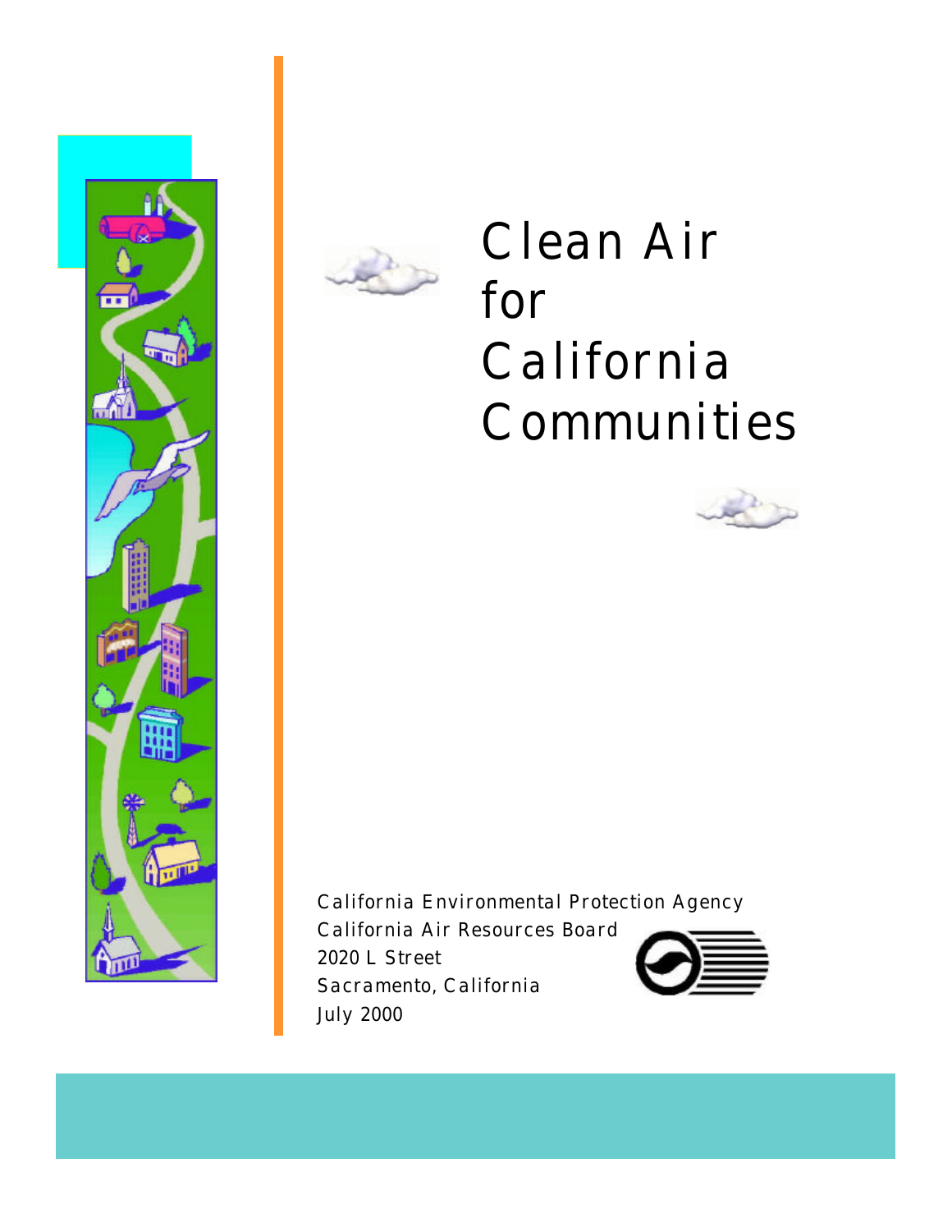# Clean Air for California Communities

California Environmental Protection Agency
California Air Resources Board
2020 L Street
Sacramento, California
July 2000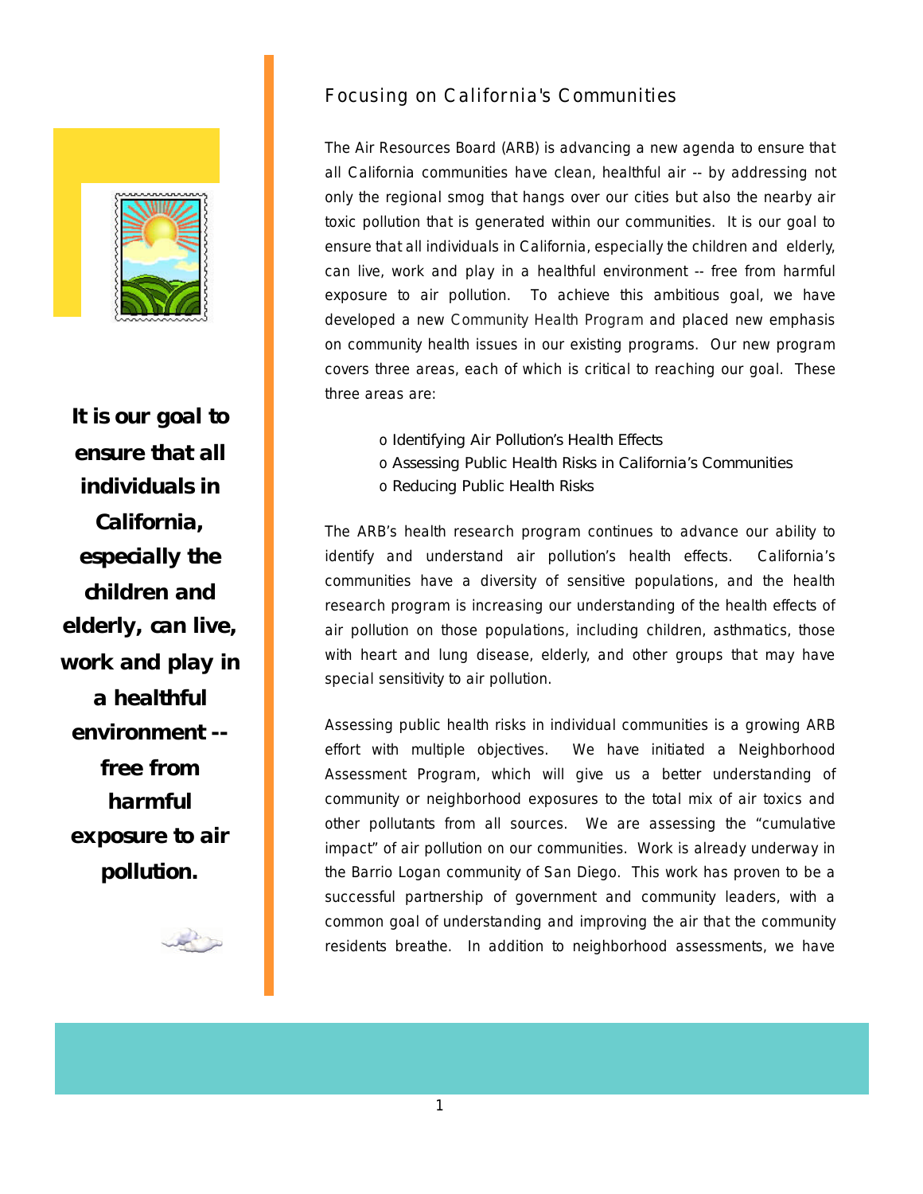## Focusing on California's Communities

**It is our goal to ensure that all individuals in California, especially the children and elderly, can live, work and play in a healthful environment -- free from harmful exposure to air pollution.**

The Air Resources Board (ARB) is advancing a new agenda to ensure that all California communities have clean, healthful air -- by addressing not only the regional smog that hangs over our cities but also the nearby air toxic pollution that is generated within our communities. It is our goal to ensure that all individuals in California, especially the children and elderly, can live, work and play in a healthful environment -- free from harmful exposure to air pollution. To achieve this ambitious goal, we have developed a new Community Health Program and placed new emphasis on community health issues in our existing programs. Our new program covers three areas, each of which is critical to reaching our goal. These three areas are:

- Identifying Air Pollution's Health Effects
- Assessing Public Health Risks in California's Communities
- Reducing Public Health Risks

The ARB's health research program continues to advance our ability to identify and understand air pollution's health effects. California's communities have a diversity of sensitive populations, and the health research program is increasing our understanding of the health effects of air pollution on those populations, including children, asthmatics, those with heart and lung disease, elderly, and other groups that may have special sensitivity to air pollution.

Assessing public health risks in individual communities is a growing ARB effort with multiple objectives. We have initiated a Neighborhood Assessment Program, which will give us a better understanding of community or neighborhood exposures to the total mix of air toxics and other pollutants from all sources. We are assessing the "cumulative impact" of air pollution on our communities. Work is already underway in the Barrio Logan community of San Diego. This work has proven to be a successful partnership of government and community leaders, with a common goal of understanding and improving the air that the community residents breathe. In addition to neighborhood assessments, we have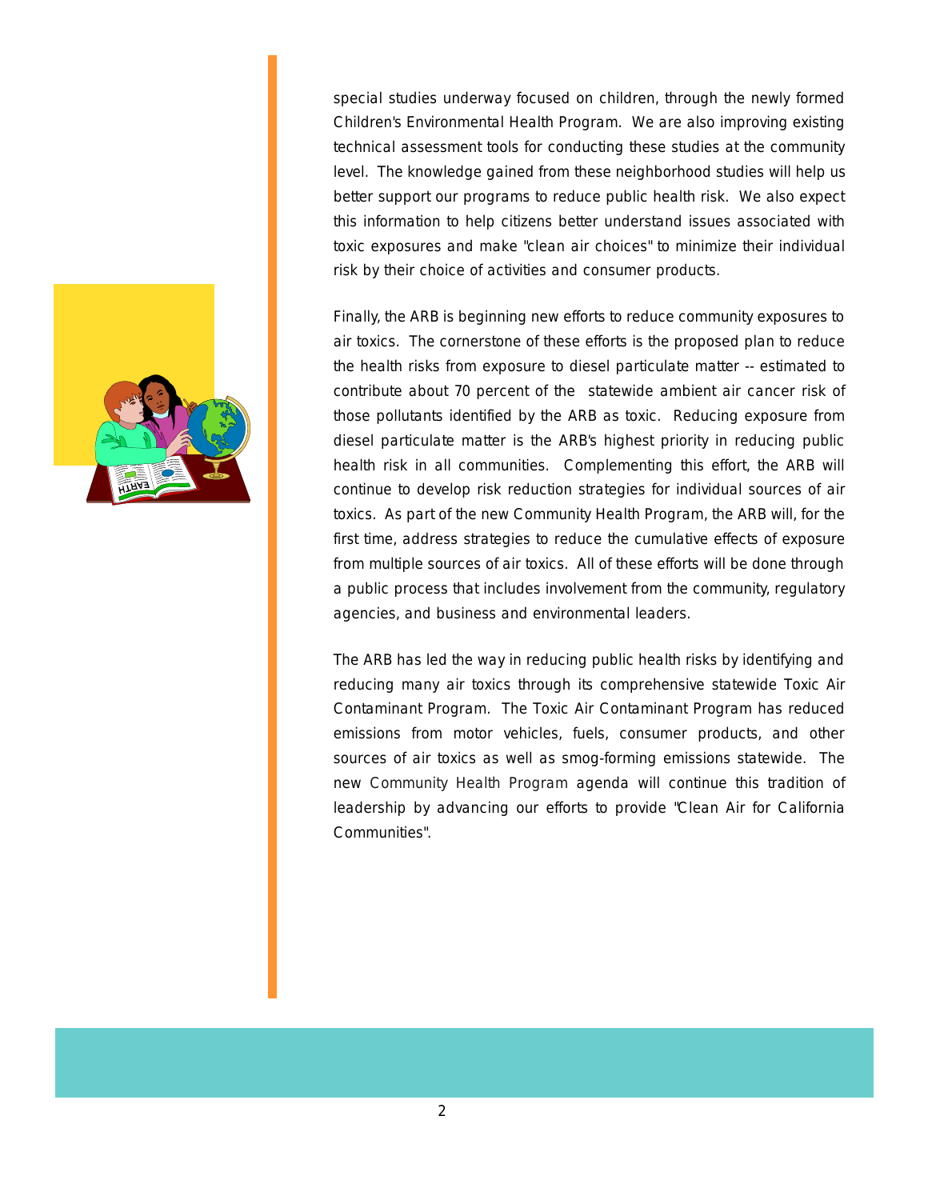special studies underway focused on children, through the newly formed Children's Environmental Health Program. We are also improving existing technical assessment tools for conducting these studies at the community level. The knowledge gained from these neighborhood studies will help us better support our programs to reduce public health risk. We also expect this information to help citizens better understand issues associated with toxic exposures and make "clean air choices" to minimize their individual risk by their choice of activities and consumer products.

Finally, the ARB is beginning new efforts to reduce community exposures to air toxics. The cornerstone of these efforts is the proposed plan to reduce the health risks from exposure to diesel particulate matter -- estimated to contribute about 70 percent of the statewide ambient air cancer risk of those pollutants identified by the ARB as toxic. Reducing exposure from diesel particulate matter is the ARB's highest priority in reducing public health risk in all communities. Complementing this effort, the ARB will continue to develop risk reduction strategies for individual sources of air toxics. As part of the new Community Health Program, the ARB will, for the first time, address strategies to reduce the cumulative effects of exposure from multiple sources of air toxics. All of these efforts will be done through a public process that includes involvement from the community, regulatory agencies, and business and environmental leaders.

The ARB has led the way in reducing public health risks by identifying and reducing many air toxics through its comprehensive statewide Toxic Air Contaminant Program. The Toxic Air Contaminant Program has reduced emissions from motor vehicles, fuels, consumer products, and other sources of air toxics as well as smog-forming emissions statewide. The new Community Health Program agenda will continue this tradition of leadership by advancing our efforts to provide "Clean Air for California Communities".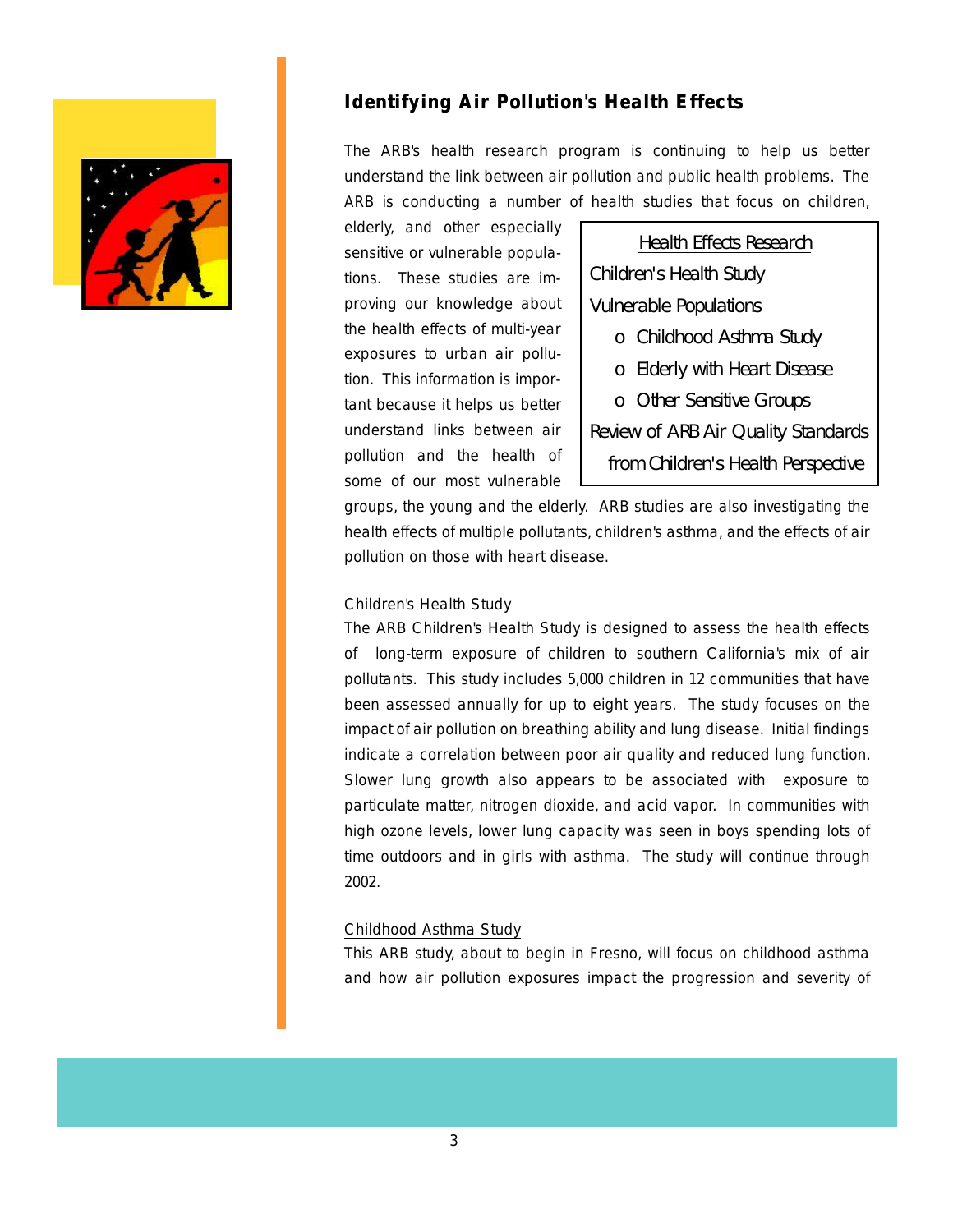## Identifying Air Pollution's Health Effects

The ARB's health research program is continuing to help us better understand the link between air pollution and public health problems. The ARB is conducting a number of health studies that focus on children, elderly, and other especially sensitive or vulnerable populations. These studies are improving our knowledge about the health effects of multi-year exposures to urban air pollution. This information is important because it helps us better understand links between air pollution and the health of some of our most vulnerable groups, the young and the elderly. ARB studies are also investigating the health effects of multiple pollutants, children's asthma, and the effects of air pollution on those with heart disease.

> Health Effects Research
>
> Children's Health Study
>
> Vulnerable Populations
> - Childhood Asthma Study
> - Elderly with Heart Disease
> - Other Sensitive Groups
>
> Review of ARB Air Quality Standards from Children's Health Perspective

### Children's Health Study

The ARB Children's Health Study is designed to assess the health effects of long-term exposure of children to southern California's mix of air pollutants. This study includes 5,000 children in 12 communities that have been assessed annually for up to eight years. The study focuses on the impact of air pollution on breathing ability and lung disease. Initial findings indicate a correlation between poor air quality and reduced lung function. Slower lung growth also appears to be associated with exposure to particulate matter, nitrogen dioxide, and acid vapor. In communities with high ozone levels, lower lung capacity was seen in boys spending lots of time outdoors and in girls with asthma. The study will continue through 2002.

### Childhood Asthma Study

This ARB study, about to begin in Fresno, will focus on childhood asthma and how air pollution exposures impact the progression and severity of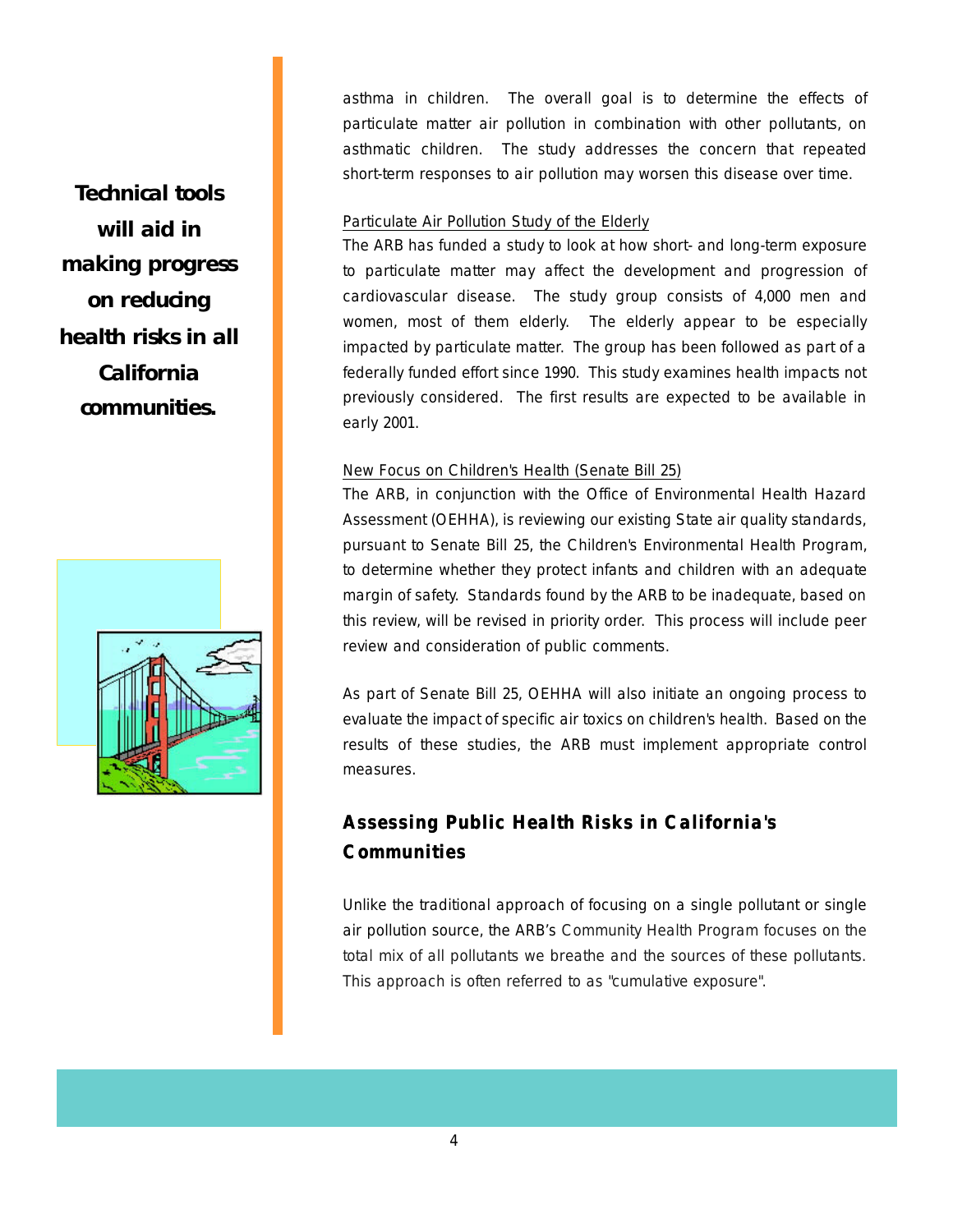**Technical tools will aid in making progress on reducing health risks in all California communities.**

asthma in children. The overall goal is to determine the effects of particulate matter air pollution in combination with other pollutants, on asthmatic children. The study addresses the concern that repeated short-term responses to air pollution may worsen this disease over time.

Particulate Air Pollution Study of the Elderly

The ARB has funded a study to look at how short- and long-term exposure to particulate matter may affect the development and progression of cardiovascular disease. The study group consists of 4,000 men and women, most of them elderly. The elderly appear to be especially impacted by particulate matter. The group has been followed as part of a federally funded effort since 1990. This study examines health impacts not previously considered. The first results are expected to be available in early 2001.

New Focus on Children's Health (Senate Bill 25)

The ARB, in conjunction with the Office of Environmental Health Hazard Assessment (OEHHA), is reviewing our existing State air quality standards, pursuant to Senate Bill 25, the Children's Environmental Health Program, to determine whether they protect infants and children with an adequate margin of safety. Standards found by the ARB to be inadequate, based on this review, will be revised in priority order. This process will include peer review and consideration of public comments.

As part of Senate Bill 25, OEHHA will also initiate an ongoing process to evaluate the impact of specific air toxics on children's health. Based on the results of these studies, the ARB must implement appropriate control measures.

## Assessing Public Health Risks in California's Communities

Unlike the traditional approach of focusing on a single pollutant or single air pollution source, the ARB's Community Health Program focuses on the total mix of all pollutants we breathe and the sources of these pollutants. This approach is often referred to as "cumulative exposure".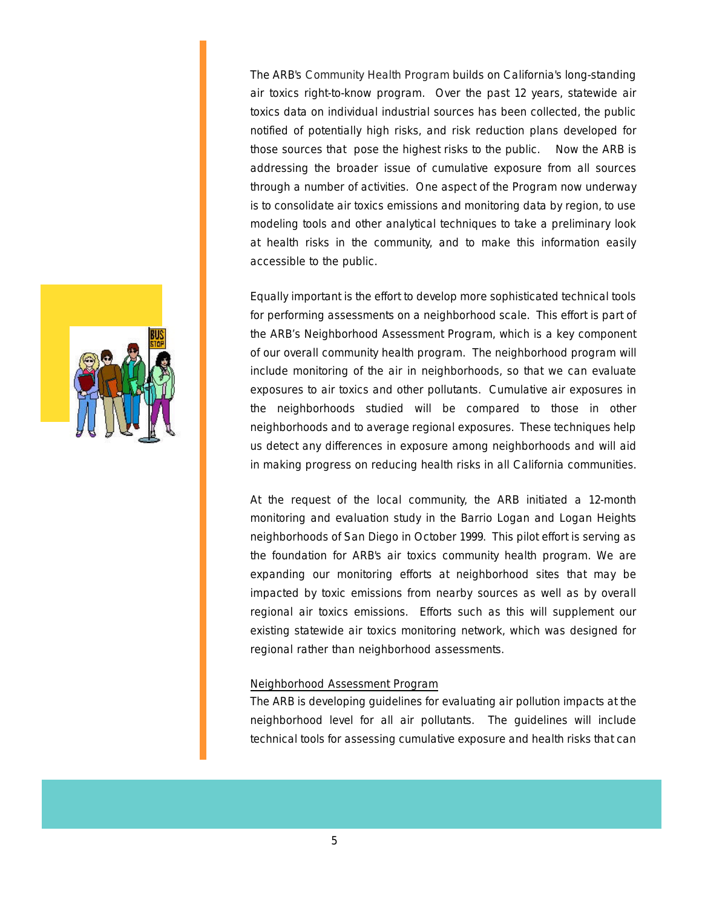The ARB's Community Health Program builds on California's long-standing air toxics right-to-know program. Over the past 12 years, statewide air toxics data on individual industrial sources has been collected, the public notified of potentially high risks, and risk reduction plans developed for those sources that pose the highest risks to the public. Now the ARB is addressing the broader issue of cumulative exposure from all sources through a number of activities. One aspect of the Program now underway is to consolidate air toxics emissions and monitoring data by region, to use modeling tools and other analytical techniques to take a preliminary look at health risks in the community, and to make this information easily accessible to the public.

Equally important is the effort to develop more sophisticated technical tools for performing assessments on a neighborhood scale. This effort is part of the ARB's Neighborhood Assessment Program, which is a key component of our overall community health program. The neighborhood program will include monitoring of the air in neighborhoods, so that we can evaluate exposures to air toxics and other pollutants. Cumulative air exposures in the neighborhoods studied will be compared to those in other neighborhoods and to average regional exposures. These techniques help us detect any differences in exposure among neighborhoods and will aid in making progress on reducing health risks in all California communities.

At the request of the local community, the ARB initiated a 12-month monitoring and evaluation study in the Barrio Logan and Logan Heights neighborhoods of San Diego in October 1999. This pilot effort is serving as the foundation for ARB's air toxics community health program. We are expanding our monitoring efforts at neighborhood sites that may be impacted by toxic emissions from nearby sources as well as by overall regional air toxics emissions. Efforts such as this will supplement our existing statewide air toxics monitoring network, which was designed for regional rather than neighborhood assessments.

Neighborhood Assessment Program

The ARB is developing guidelines for evaluating air pollution impacts at the neighborhood level for all air pollutants. The guidelines will include technical tools for assessing cumulative exposure and health risks that can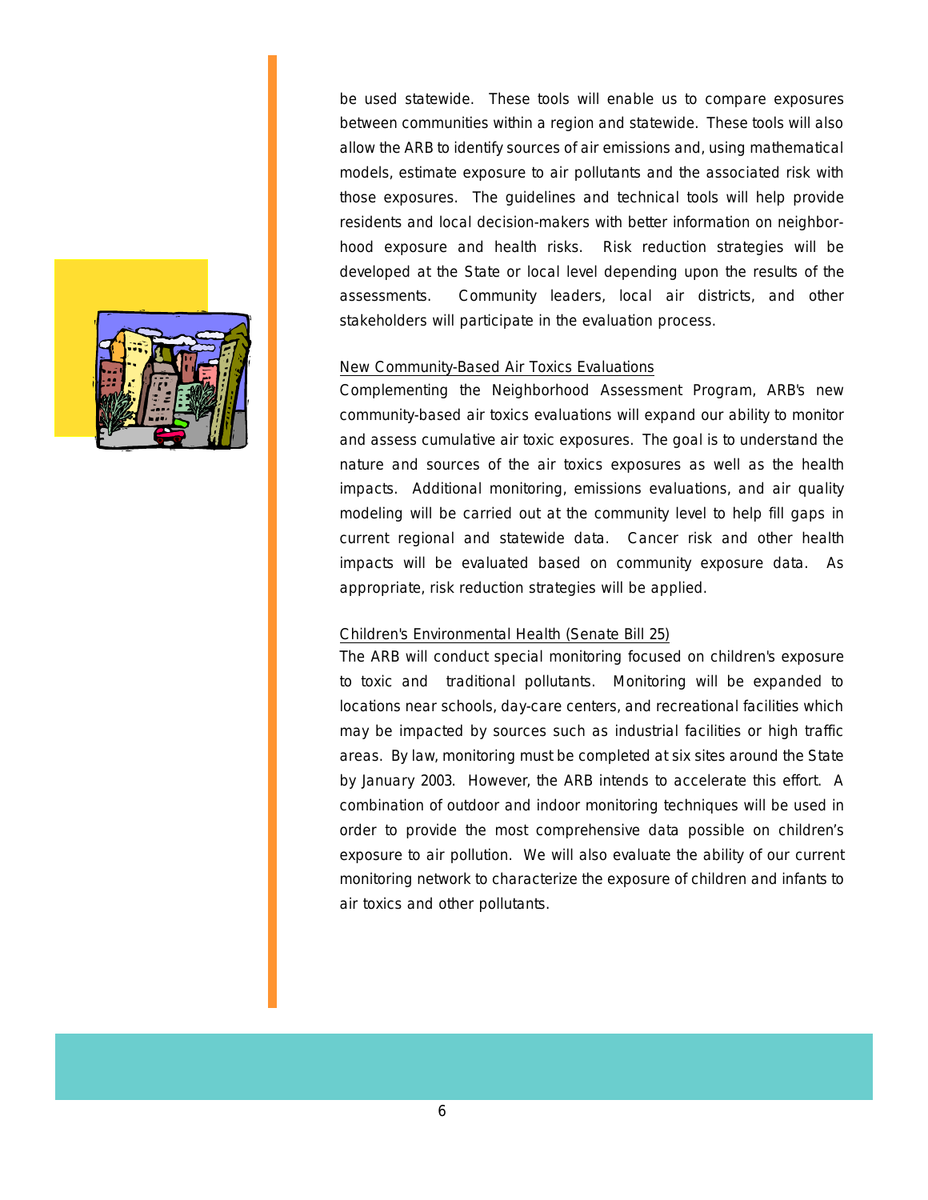be used statewide. These tools will enable us to compare exposures between communities within a region and statewide. These tools will also allow the ARB to identify sources of air emissions and, using mathematical models, estimate exposure to air pollutants and the associated risk with those exposures. The guidelines and technical tools will help provide residents and local decision-makers with better information on neighborhood exposure and health risks. Risk reduction strategies will be developed at the State or local level depending upon the results of the assessments. Community leaders, local air districts, and other stakeholders will participate in the evaluation process.

### New Community-Based Air Toxics Evaluations

Complementing the Neighborhood Assessment Program, ARB's new community-based air toxics evaluations will expand our ability to monitor and assess cumulative air toxic exposures. The goal is to understand the nature and sources of the air toxics exposures as well as the health impacts. Additional monitoring, emissions evaluations, and air quality modeling will be carried out at the community level to help fill gaps in current regional and statewide data. Cancer risk and other health impacts will be evaluated based on community exposure data. As appropriate, risk reduction strategies will be applied.

### Children's Environmental Health (Senate Bill 25)

The ARB will conduct special monitoring focused on children's exposure to toxic and traditional pollutants. Monitoring will be expanded to locations near schools, day-care centers, and recreational facilities which may be impacted by sources such as industrial facilities or high traffic areas. By law, monitoring must be completed at six sites around the State by January 2003. However, the ARB intends to accelerate this effort. A combination of outdoor and indoor monitoring techniques will be used in order to provide the most comprehensive data possible on children's exposure to air pollution. We will also evaluate the ability of our current monitoring network to characterize the exposure of children and infants to air toxics and other pollutants.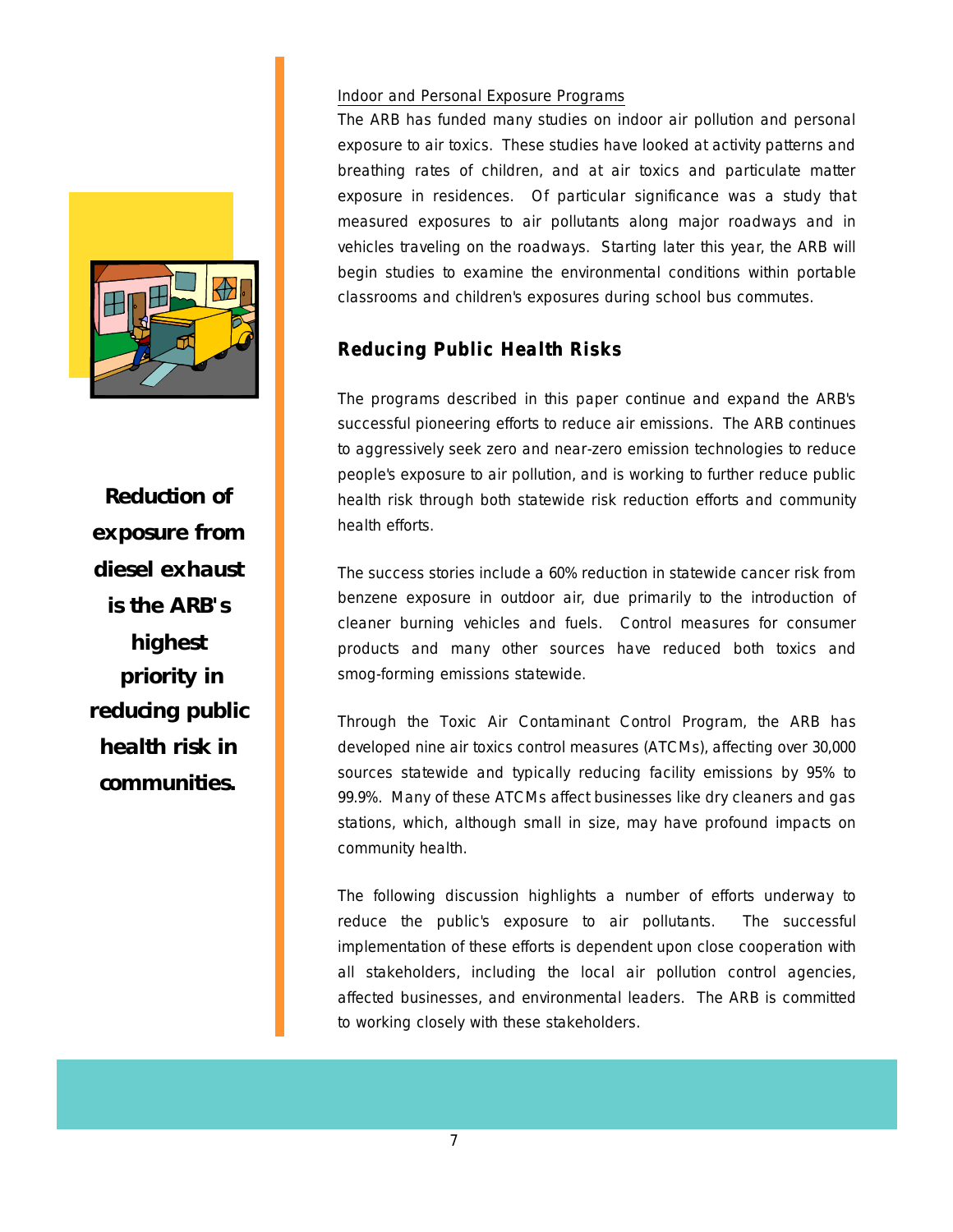**Reduction of exposure from diesel exhaust is the ARB's highest priority in reducing public health risk in communities.**

Indoor and Personal Exposure Programs

The ARB has funded many studies on indoor air pollution and personal exposure to air toxics. These studies have looked at activity patterns and breathing rates of children, and at air toxics and particulate matter exposure in residences. Of particular significance was a study that measured exposures to air pollutants along major roadways and in vehicles traveling on the roadways. Starting later this year, the ARB will begin studies to examine the environmental conditions within portable classrooms and children's exposures during school bus commutes.

## Reducing Public Health Risks

The programs described in this paper continue and expand the ARB's successful pioneering efforts to reduce air emissions. The ARB continues to aggressively seek zero and near-zero emission technologies to reduce people's exposure to air pollution, and is working to further reduce public health risk through both statewide risk reduction efforts and community health efforts.

The success stories include a 60% reduction in statewide cancer risk from benzene exposure in outdoor air, due primarily to the introduction of cleaner burning vehicles and fuels. Control measures for consumer products and many other sources have reduced both toxics and smog-forming emissions statewide.

Through the Toxic Air Contaminant Control Program, the ARB has developed nine air toxics control measures (ATCMs), affecting over 30,000 sources statewide and typically reducing facility emissions by 95% to 99.9%. Many of these ATCMs affect businesses like dry cleaners and gas stations, which, although small in size, may have profound impacts on community health.

The following discussion highlights a number of efforts underway to reduce the public's exposure to air pollutants. The successful implementation of these efforts is dependent upon close cooperation with all stakeholders, including the local air pollution control agencies, affected businesses, and environmental leaders. The ARB is committed to working closely with these stakeholders.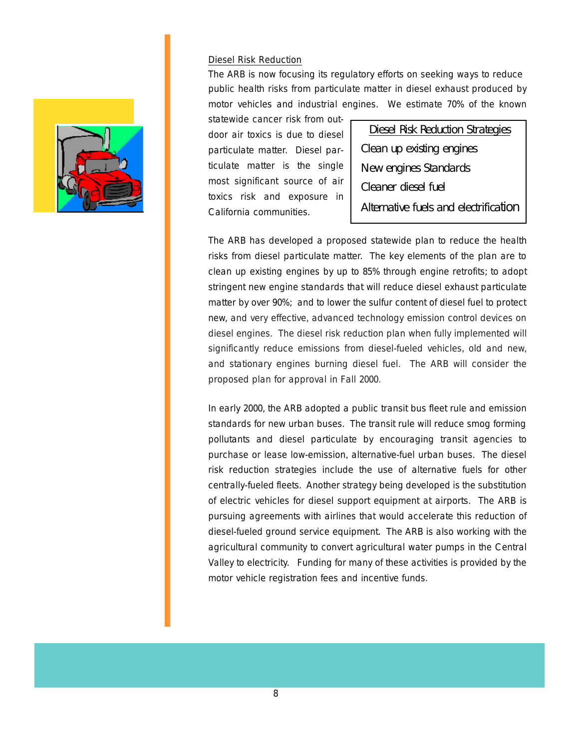## Diesel Risk Reduction

The ARB is now focusing its regulatory efforts on seeking ways to reduce public health risks from particulate matter in diesel exhaust produced by motor vehicles and industrial engines. We estimate 70% of the known statewide cancer risk from outdoor air toxics is due to diesel particulate matter. Diesel particulate matter is the single most significant source of air toxics risk and exposure in California communities.

**Diesel Risk Reduction Strategies**

- Clean up existing engines
- New engines Standards
- Cleaner diesel fuel
- Alternative fuels and electrification

The ARB has developed a proposed statewide plan to reduce the health risks from diesel particulate matter. The key elements of the plan are to clean up existing engines by up to 85% through engine retrofits; to adopt stringent new engine standards that will reduce diesel exhaust particulate matter by over 90%; and to lower the sulfur content of diesel fuel to protect new, and very effective, advanced technology emission control devices on diesel engines. The diesel risk reduction plan when fully implemented will significantly reduce emissions from diesel-fueled vehicles, old and new, and stationary engines burning diesel fuel. The ARB will consider the proposed plan for approval in Fall 2000.

In early 2000, the ARB adopted a public transit bus fleet rule and emission standards for new urban buses. The transit rule will reduce smog forming pollutants and diesel particulate by encouraging transit agencies to purchase or lease low-emission, alternative-fuel urban buses. The diesel risk reduction strategies include the use of alternative fuels for other centrally-fueled fleets. Another strategy being developed is the substitution of electric vehicles for diesel support equipment at airports. The ARB is pursuing agreements with airlines that would accelerate this reduction of diesel-fueled ground service equipment. The ARB is also working with the agricultural community to convert agricultural water pumps in the Central Valley to electricity. Funding for many of these activities is provided by the motor vehicle registration fees and incentive funds.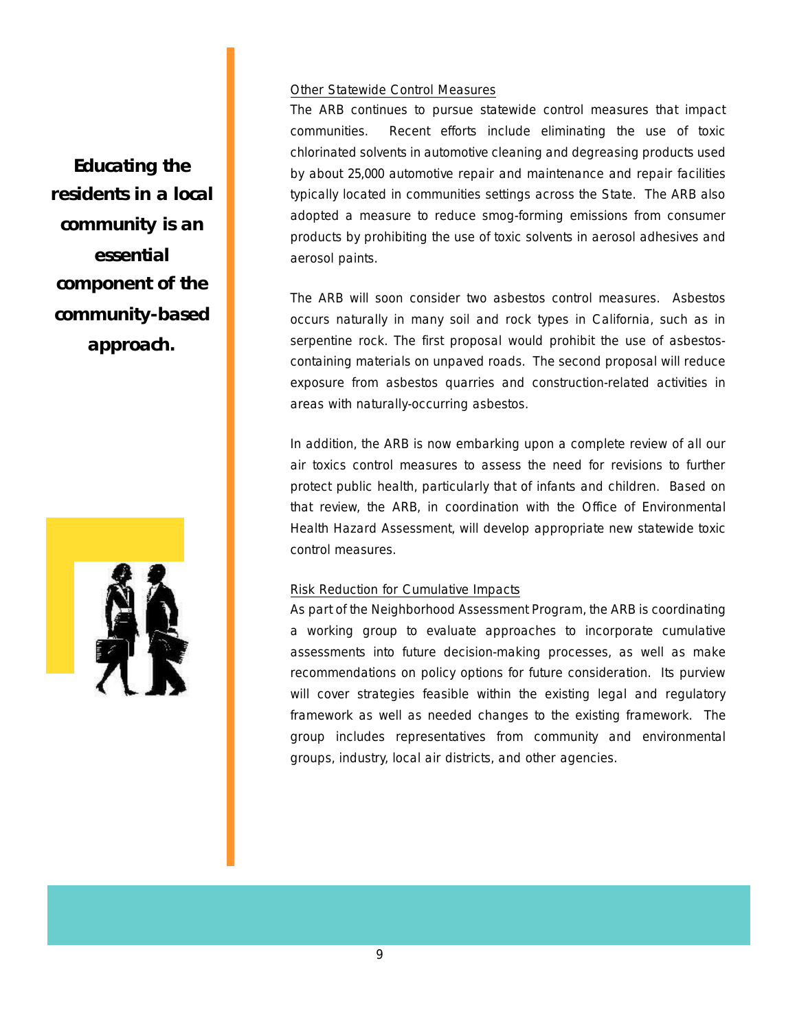**Educating the residents in a local community is an essential component of the community-based approach.**

<u>Other Statewide Control Measures</u>

The ARB continues to pursue statewide control measures that impact communities. Recent efforts include eliminating the use of toxic chlorinated solvents in automotive cleaning and degreasing products used by about 25,000 automotive repair and maintenance and repair facilities typically located in communities settings across the State. The ARB also adopted a measure to reduce smog-forming emissions from consumer products by prohibiting the use of toxic solvents in aerosol adhesives and aerosol paints.

The ARB will soon consider two asbestos control measures. Asbestos occurs naturally in many soil and rock types in California, such as in serpentine rock. The first proposal would prohibit the use of asbestos-containing materials on unpaved roads. The second proposal will reduce exposure from asbestos quarries and construction-related activities in areas with naturally-occurring asbestos.

In addition, the ARB is now embarking upon a complete review of all our air toxics control measures to assess the need for revisions to further protect public health, particularly that of infants and children. Based on that review, the ARB, in coordination with the Office of Environmental Health Hazard Assessment, will develop appropriate new statewide toxic control measures.

<u>Risk Reduction for Cumulative Impacts</u>

As part of the Neighborhood Assessment Program, the ARB is coordinating a working group to evaluate approaches to incorporate cumulative assessments into future decision-making processes, as well as make recommendations on policy options for future consideration. Its purview will cover strategies feasible within the existing legal and regulatory framework as well as needed changes to the existing framework. The group includes representatives from community and environmental groups, industry, local air districts, and other agencies.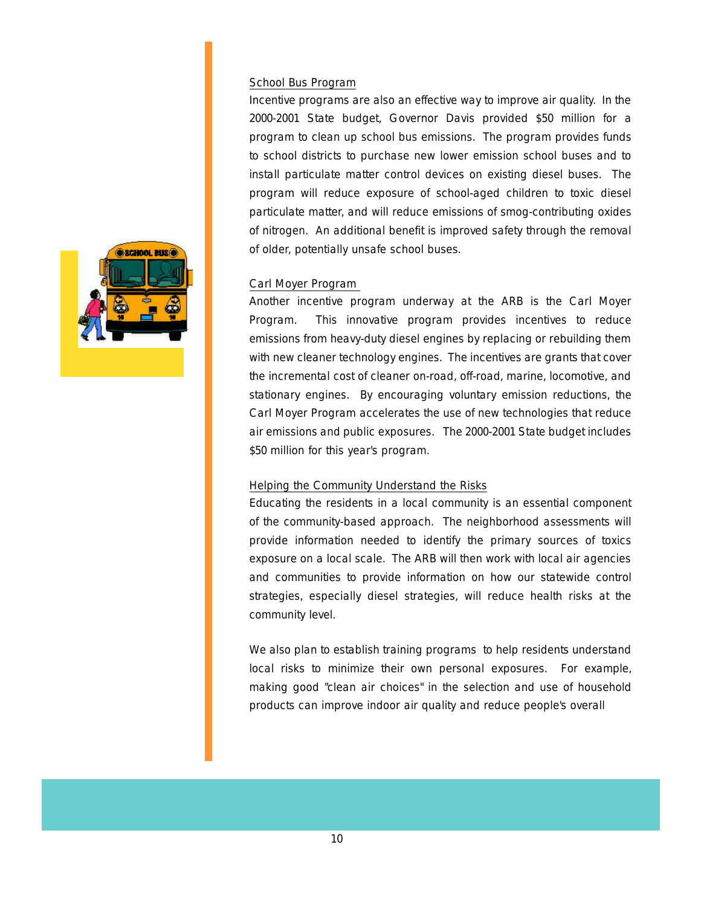### School Bus Program

Incentive programs are also an effective way to improve air quality. In the 2000-2001 State budget, Governor Davis provided $50 million for a program to clean up school bus emissions. The program provides funds to school districts to purchase new lower emission school buses and to install particulate matter control devices on existing diesel buses. The program will reduce exposure of school-aged children to toxic diesel particulate matter, and will reduce emissions of smog-contributing oxides of nitrogen. An additional benefit is improved safety through the removal of older, potentially unsafe school buses.

### Carl Moyer Program

Another incentive program underway at the ARB is the Carl Moyer Program. This innovative program provides incentives to reduce emissions from heavy-duty diesel engines by replacing or rebuilding them with new cleaner technology engines. The incentives are grants that cover the incremental cost of cleaner on-road, off-road, marine, locomotive, and stationary engines. By encouraging voluntary emission reductions, the Carl Moyer Program accelerates the use of new technologies that reduce air emissions and public exposures. The 2000-2001 State budget includes $50 million for this year's program.

### Helping the Community Understand the Risks

Educating the residents in a local community is an essential component of the community-based approach. The neighborhood assessments will provide information needed to identify the primary sources of toxics exposure on a local scale. The ARB will then work with local air agencies and communities to provide information on how our statewide control strategies, especially diesel strategies, will reduce health risks at the community level.

We also plan to establish training programs to help residents understand local risks to minimize their own personal exposures. For example, making good "clean air choices" in the selection and use of household products can improve indoor air quality and reduce people's overall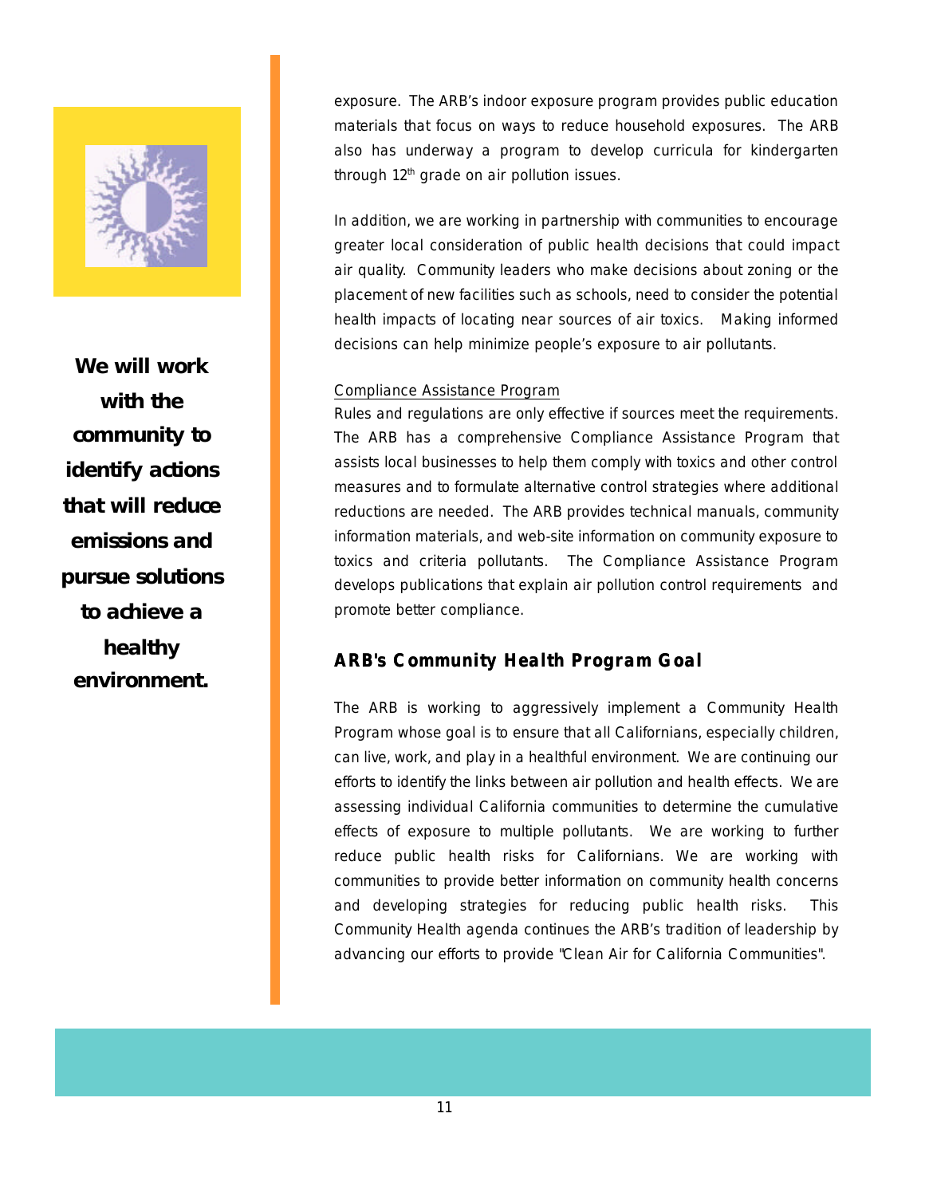**We will work with the community to identify actions that will reduce emissions and pursue solutions to achieve a healthy environment.**

exposure. The ARB's indoor exposure program provides public education materials that focus on ways to reduce household exposures. The ARB also has underway a program to develop curricula for kindergarten through 12th grade on air pollution issues.

In addition, we are working in partnership with communities to encourage greater local consideration of public health decisions that could impact air quality. Community leaders who make decisions about zoning or the placement of new facilities such as schools, need to consider the potential health impacts of locating near sources of air toxics. Making informed decisions can help minimize people's exposure to air pollutants.

Compliance Assistance Program

Rules and regulations are only effective if sources meet the requirements. The ARB has a comprehensive Compliance Assistance Program that assists local businesses to help them comply with toxics and other control measures and to formulate alternative control strategies where additional reductions are needed. The ARB provides technical manuals, community information materials, and web-site information on community exposure to toxics and criteria pollutants. The Compliance Assistance Program develops publications that explain air pollution control requirements and promote better compliance.

### ARB's Community Health Program Goal

The ARB is working to aggressively implement a Community Health Program whose goal is to ensure that all Californians, especially children, can live, work, and play in a healthful environment. We are continuing our efforts to identify the links between air pollution and health effects. We are assessing individual California communities to determine the cumulative effects of exposure to multiple pollutants. We are working to further reduce public health risks for Californians. We are working with communities to provide better information on community health concerns and developing strategies for reducing public health risks. This Community Health agenda continues the ARB's tradition of leadership by advancing our efforts to provide "Clean Air for California Communities".